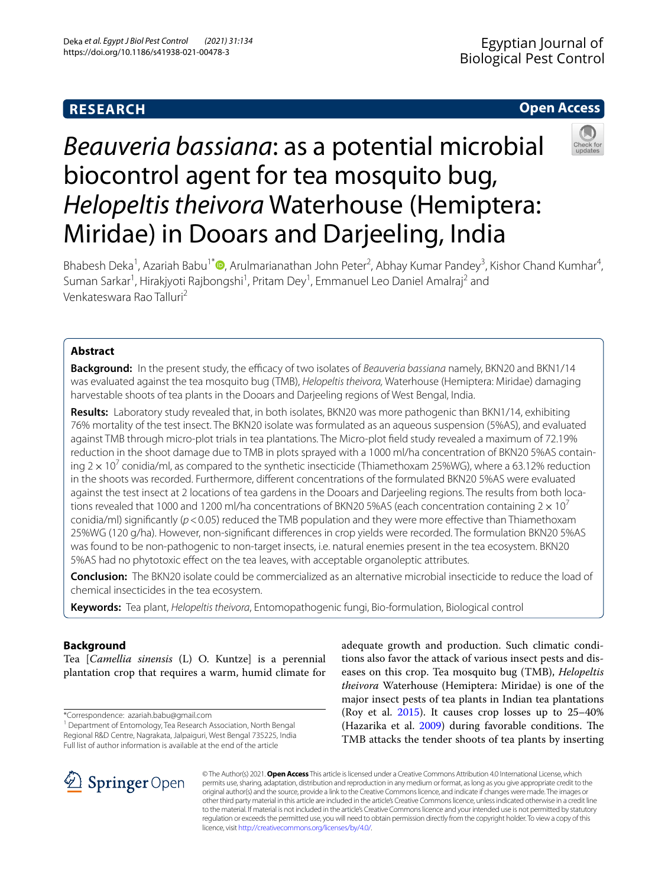RESEARCH

Open Access

# *Beauveria bassiana*: as a potential microbial biocontrol agent for tea mosquito bug, *Helopeltis theivora* Waterhouse (Hemiptera: Miridae) in Dooars and Darjeeling, India

Bhabesh Deka[1], Azariah Babu[1*], Arulmarianathan John Peter[2], Abhay Kumar Pandey[3], Kishor Chand Kumhar[4], Suman Sarkar[1], Hirakjyoti Rajbongshi[1], Pritam Dey[1], Emmanuel Leo Daniel Amalraj[2] and Venkateswara Rao Talluri[2]

## Abstract

**Background:** In the present study, the efficacy of two isolates of *Beauveria bassiana* namely, BKN20 and BKN1/14 was evaluated against the tea mosquito bug (TMB), *Helopeltis theivora,* Waterhouse (Hemiptera: Miridae) damaging harvestable shoots of tea plants in the Dooars and Darjeeling regions of West Bengal, India.

**Results:** Laboratory study revealed that, in both isolates, BKN20 was more pathogenic than BKN1/14, exhibiting 76% mortality of the test insect. The BKN20 isolate was formulated as an aqueous suspension (5%AS), and evaluated against TMB through micro-plot trials in tea plantations. The Micro-plot field study revealed a maximum of 72.19% reduction in the shoot damage due to TMB in plots sprayed with a 1000 ml/ha concentration of BKN20 5%AS containing $2 \times 10^7$ conidia/ml, as compared to the synthetic insecticide (Thiamethoxam 25%WG), where a 63.12% reduction in the shoots was recorded. Furthermore, different concentrations of the formulated BKN20 5%AS were evaluated against the test insect at 2 locations of tea gardens in the Dooars and Darjeeling regions. The results from both locations revealed that 1000 and 1200 ml/ha concentrations of BKN20 5%AS (each concentration containing $2 \times 10^7$ conidia/ml) significantly ($p < 0.05$) reduced the TMB population and they were more effective than Thiamethoxam 25%WG (120 g/ha). However, non-significant differences in crop yields were recorded. The formulation BKN20 5%AS was found to be non-pathogenic to non-target insects, i.e. natural enemies present in the tea ecosystem. BKN20 5%AS had no phytotoxic effect on the tea leaves, with acceptable organoleptic attributes.

**Conclusion:** The BKN20 isolate could be commercialized as an alternative microbial insecticide to reduce the load of chemical insecticides in the tea ecosystem.

**Keywords:** Tea plant, *Helopeltis theivora*, Entomopathogenic fungi, Bio-formulation, Biological control

## Background

Tea [*Camellia sinensis* (L) O. Kuntze] is a perennial plantation crop that requires a warm, humid climate for adequate growth and production. Such climatic conditions also favor the attack of various insect pests and diseases on this crop. Tea mosquito bug (TMB), *Helopeltis theivora* Waterhouse (Hemiptera: Miridae) is one of the major insect pests of tea plants in Indian tea plantations (Roy et al. 2015). It causes crop losses up to 25–40% (Hazarika et al. 2009) during favorable conditions. The TMB attacks the tender shoots of tea plants by inserting

*Correspondence: azariah.babu@gmail.com

[1] Department of Entomology, Tea Research Association, North Bengal Regional R&D Centre, Nagrakata, Jalpaiguri, West Bengal 735225, India
Full list of author information is available at the end of the article

© The Author(s) 2021. **Open Access** This article is licensed under a Creative Commons Attribution 4.0 International License, which permits use, sharing, adaptation, distribution and reproduction in any medium or format, as long as you give appropriate credit to the original author(s) and the source, provide a link to the Creative Commons licence, and indicate if changes were made. The images or other third party material in this article are included in the article's Creative Commons licence, unless indicated otherwise in a credit line to the material. If material is not included in the article's Creative Commons licence and your intended use is not permitted by statutory regulation or exceeds the permitted use, you will need to obtain permission directly from the copyright holder. To view a copy of this licence, visit http://creativecommons.org/licenses/by/4.0/.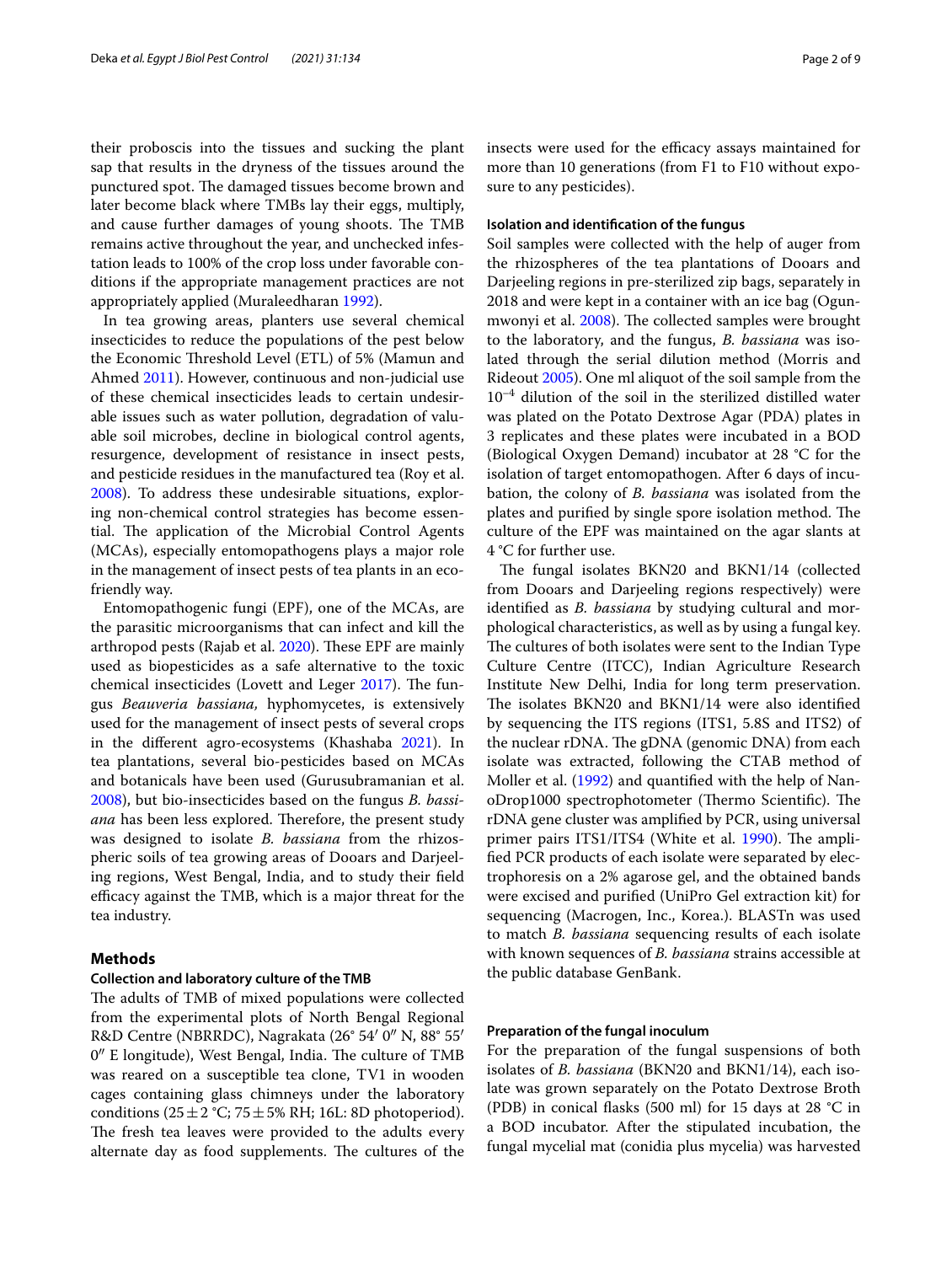their proboscis into the tissues and sucking the plant sap that results in the dryness of the tissues around the punctured spot. The damaged tissues become brown and later become black where TMBs lay their eggs, multiply, and cause further damages of young shoots. The TMB remains active throughout the year, and unchecked infestation leads to 100% of the crop loss under favorable conditions if the appropriate management practices are not appropriately applied (Muraleedharan 1992).

In tea growing areas, planters use several chemical insecticides to reduce the populations of the pest below the Economic Threshold Level (ETL) of 5% (Mamun and Ahmed 2011). However, continuous and non-judicial use of these chemical insecticides leads to certain undesirable issues such as water pollution, degradation of valuable soil microbes, decline in biological control agents, resurgence, development of resistance in insect pests, and pesticide residues in the manufactured tea (Roy et al. 2008). To address these undesirable situations, exploring non-chemical control strategies has become essential. The application of the Microbial Control Agents (MCAs), especially entomopathogens plays a major role in the management of insect pests of tea plants in an eco-friendly way.

Entomopathogenic fungi (EPF), one of the MCAs, are the parasitic microorganisms that can infect and kill the arthropod pests (Rajab et al. 2020). These EPF are mainly used as biopesticides as a safe alternative to the toxic chemical insecticides (Lovett and Leger 2017). The fungus *Beauveria bassiana,* hyphomycetes, is extensively used for the management of insect pests of several crops in the different agro-ecosystems (Khashaba 2021). In tea plantations, several bio-pesticides based on MCAs and botanicals have been used (Gurusubramanian et al. 2008), but bio-insecticides based on the fungus *B. bassiana* has been less explored. Therefore, the present study was designed to isolate *B. bassiana* from the rhizospheric soils of tea growing areas of Dooars and Darjeeling regions, West Bengal, India, and to study their field efficacy against the TMB, which is a major threat for the tea industry.

## Methods

### Collection and laboratory culture of the TMB

The adults of TMB of mixed populations were collected from the experimental plots of North Bengal Regional R&D Centre (NBRRDC), Nagrakata (26° 54′ 0″ N, 88° 55′ 0″ E longitude), West Bengal, India. The culture of TMB was reared on a susceptible tea clone, TV1 in wooden cages containing glass chimneys under the laboratory conditions (25 ± 2 °C; 75 ± 5% RH; 16L: 8D photoperiod). The fresh tea leaves were provided to the adults every alternate day as food supplements. The cultures of the insects were used for the efficacy assays maintained for more than 10 generations (from F1 to F10 without exposure to any pesticides).

### Isolation and identification of the fungus

Soil samples were collected with the help of auger from the rhizospheres of the tea plantations of Dooars and Darjeeling regions in pre-sterilized zip bags, separately in 2018 and were kept in a container with an ice bag (Ogunmwonyi et al. 2008). The collected samples were brought to the laboratory, and the fungus, *B. bassiana* was isolated through the serial dilution method (Morris and Rideout 2005). One ml aliquot of the soil sample from the $10^{-4}$ dilution of the soil in the sterilized distilled water was plated on the Potato Dextrose Agar (PDA) plates in 3 replicates and these plates were incubated in a BOD (Biological Oxygen Demand) incubator at 28 °C for the isolation of target entomopathogen. After 6 days of incubation, the colony of *B. bassiana* was isolated from the plates and purified by single spore isolation method. The culture of the EPF was maintained on the agar slants at 4 °C for further use.

The fungal isolates BKN20 and BKN1/14 (collected from Dooars and Darjeeling regions respectively) were identified as *B. bassiana* by studying cultural and morphological characteristics, as well as by using a fungal key. The cultures of both isolates were sent to the Indian Type Culture Centre (ITCC), Indian Agriculture Research Institute New Delhi, India for long term preservation. The isolates BKN20 and BKN1/14 were also identified by sequencing the ITS regions (ITS1, 5.8S and ITS2) of the nuclear rDNA. The gDNA (genomic DNA) from each isolate was extracted, following the CTAB method of Moller et al. (1992) and quantified with the help of NanoDrop1000 spectrophotometer (Thermo Scientific). The rDNA gene cluster was amplified by PCR, using universal primer pairs ITS1/ITS4 (White et al. 1990). The amplified PCR products of each isolate were separated by electrophoresis on a 2% agarose gel, and the obtained bands were excised and purified (UniPro Gel extraction kit) for sequencing (Macrogen, Inc., Korea.). BLASTn was used to match *B. bassiana* sequencing results of each isolate with known sequences of *B. bassiana* strains accessible at the public database GenBank.

### Preparation of the fungal inoculum

For the preparation of the fungal suspensions of both isolates of *B. bassiana* (BKN20 and BKN1/14), each isolate was grown separately on the Potato Dextrose Broth (PDB) in conical flasks (500 ml) for 15 days at 28 °C in a BOD incubator. After the stipulated incubation, the fungal mycelial mat (conidia plus mycelia) was harvested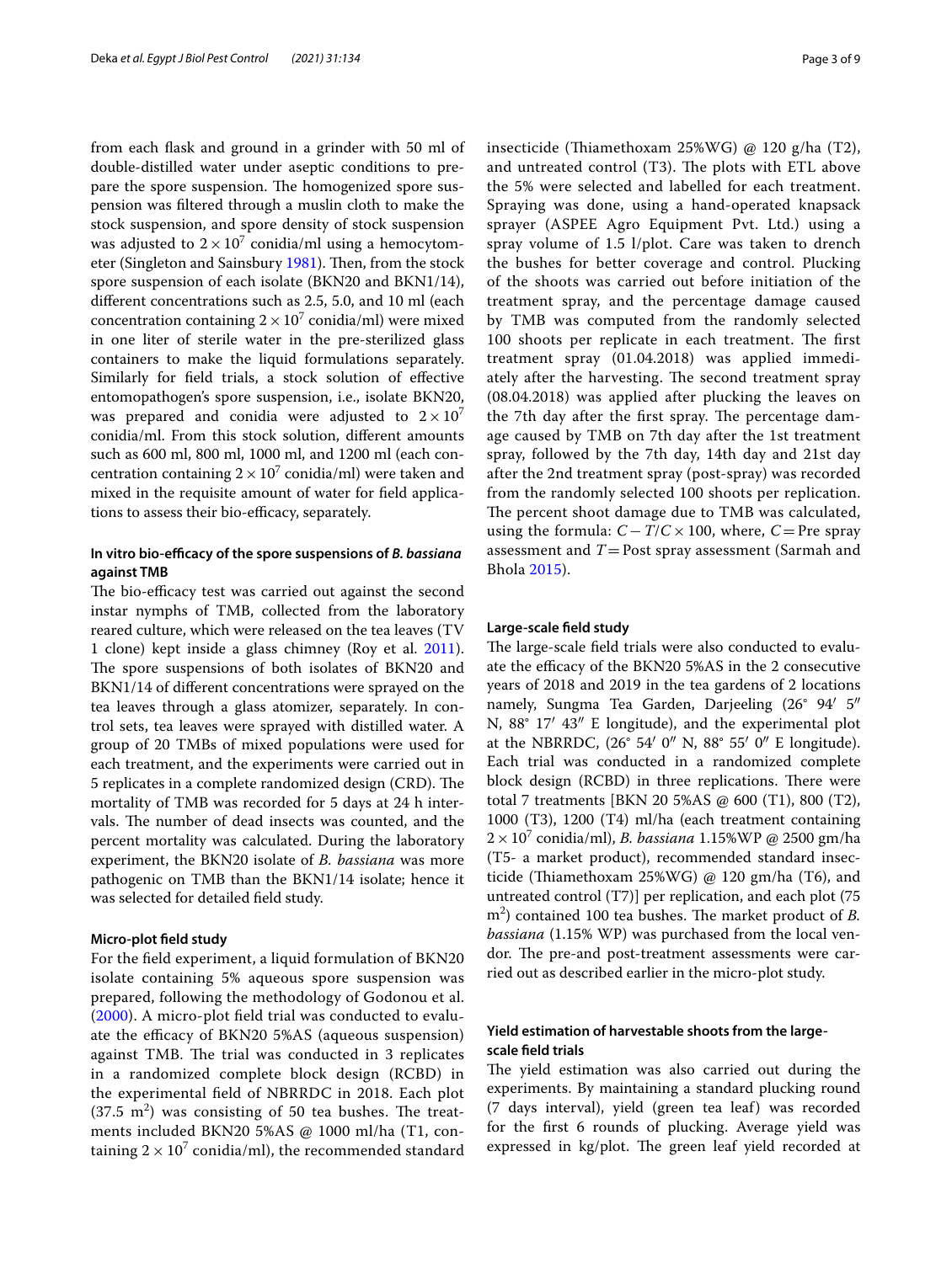from each flask and ground in a grinder with 50 ml of double-distilled water under aseptic conditions to prepare the spore suspension. The homogenized spore suspension was filtered through a muslin cloth to make the stock suspension, and spore density of stock suspension was adjusted to $2 \times 10^7$ conidia/ml using a hemocytometer (Singleton and Sainsbury 1981). Then, from the stock spore suspension of each isolate (BKN20 and BKN1/14), different concentrations such as 2.5, 5.0, and 10 ml (each concentration containing $2 \times 10^7$ conidia/ml) were mixed in one liter of sterile water in the pre-sterilized glass containers to make the liquid formulations separately. Similarly for field trials, a stock solution of effective entomopathogen's spore suspension, i.e., isolate BKN20, was prepared and conidia were adjusted to $2 \times 10^7$ conidia/ml. From this stock solution, different amounts such as 600 ml, 800 ml, 1000 ml, and 1200 ml (each concentration containing $2 \times 10^7$ conidia/ml) were taken and mixed in the requisite amount of water for field applications to assess their bio-efficacy, separately.

#### In vitro bio-efficacy of the spore suspensions of *B. bassiana* against TMB

The bio-efficacy test was carried out against the second instar nymphs of TMB, collected from the laboratory reared culture, which were released on the tea leaves (TV 1 clone) kept inside a glass chimney (Roy et al. 2011). The spore suspensions of both isolates of BKN20 and BKN1/14 of different concentrations were sprayed on the tea leaves through a glass atomizer, separately. In control sets, tea leaves were sprayed with distilled water. A group of 20 TMBs of mixed populations were used for each treatment, and the experiments were carried out in 5 replicates in a complete randomized design (CRD). The mortality of TMB was recorded for 5 days at 24 h intervals. The number of dead insects was counted, and the percent mortality was calculated. During the laboratory experiment, the BKN20 isolate of *B. bassiana* was more pathogenic on TMB than the BKN1/14 isolate; hence it was selected for detailed field study.

#### Micro-plot field study

For the field experiment, a liquid formulation of BKN20 isolate containing 5% aqueous spore suspension was prepared, following the methodology of Godonou et al. (2000). A micro-plot field trial was conducted to evaluate the efficacy of BKN20 5%AS (aqueous suspension) against TMB. The trial was conducted in 3 replicates in a randomized complete block design (RCBD) in the experimental field of NBRRDC in 2018. Each plot (37.5 $m^2$) was consisting of 50 tea bushes. The treatments included BKN20 5%AS @ 1000 ml/ha (T1, containing $2 \times 10^7$ conidia/ml), the recommended standard insecticide (Thiamethoxam 25%WG) @ 120 g/ha (T2), and untreated control (T3). The plots with ETL above the 5% were selected and labelled for each treatment. Spraying was done, using a hand-operated knapsack sprayer (ASPEE Agro Equipment Pvt. Ltd.) using a spray volume of 1.5 l/plot. Care was taken to drench the bushes for better coverage and control. Plucking of the shoots was carried out before initiation of the treatment spray, and the percentage damage caused by TMB was computed from the randomly selected 100 shoots per replicate in each treatment. The first treatment spray (01.04.2018) was applied immediately after the harvesting. The second treatment spray (08.04.2018) was applied after plucking the leaves on the 7th day after the first spray. The percentage damage caused by TMB on 7th day after the 1st treatment spray, followed by the 7th day, 14th day and 21st day after the 2nd treatment spray (post-spray) was recorded from the randomly selected 100 shoots per replication. The percent shoot damage due to TMB was calculated, using the formula: $C - T/C \times 100$, where, $C$ = Pre spray assessment and $T$ = Post spray assessment (Sarmah and Bhola 2015).

#### Large-scale field study

The large-scale field trials were also conducted to evaluate the efficacy of the BKN20 5%AS in the 2 consecutive years of 2018 and 2019 in the tea gardens of 2 locations namely, Sungma Tea Garden, Darjeeling (26° 94′ 5″ N, 88° 17′ 43″ E longitude), and the experimental plot at the NBRRDC, (26° 54′ 0″ N, 88° 55′ 0″ E longitude). Each trial was conducted in a randomized complete block design (RCBD) in three replications. There were total 7 treatments [BKN 20 5%AS @ 600 (T1), 800 (T2), 1000 (T3), 1200 (T4) ml/ha (each treatment containing $2 \times 10^7$ conidia/ml), *B. bassiana* 1.15%WP @ 2500 gm/ha (T5- a market product), recommended standard insecticide (Thiamethoxam 25%WG) @ 120 gm/ha (T6), and untreated control (T7)] per replication, and each plot (75 $m^2$) contained 100 tea bushes. The market product of *B. bassiana* (1.15% WP) was purchased from the local vendor. The pre-and post-treatment assessments were carried out as described earlier in the micro-plot study.

#### Yield estimation of harvestable shoots from the large-scale field trials

The yield estimation was also carried out during the experiments. By maintaining a standard plucking round (7 days interval), yield (green tea leaf) was recorded for the first 6 rounds of plucking. Average yield was expressed in kg/plot. The green leaf yield recorded at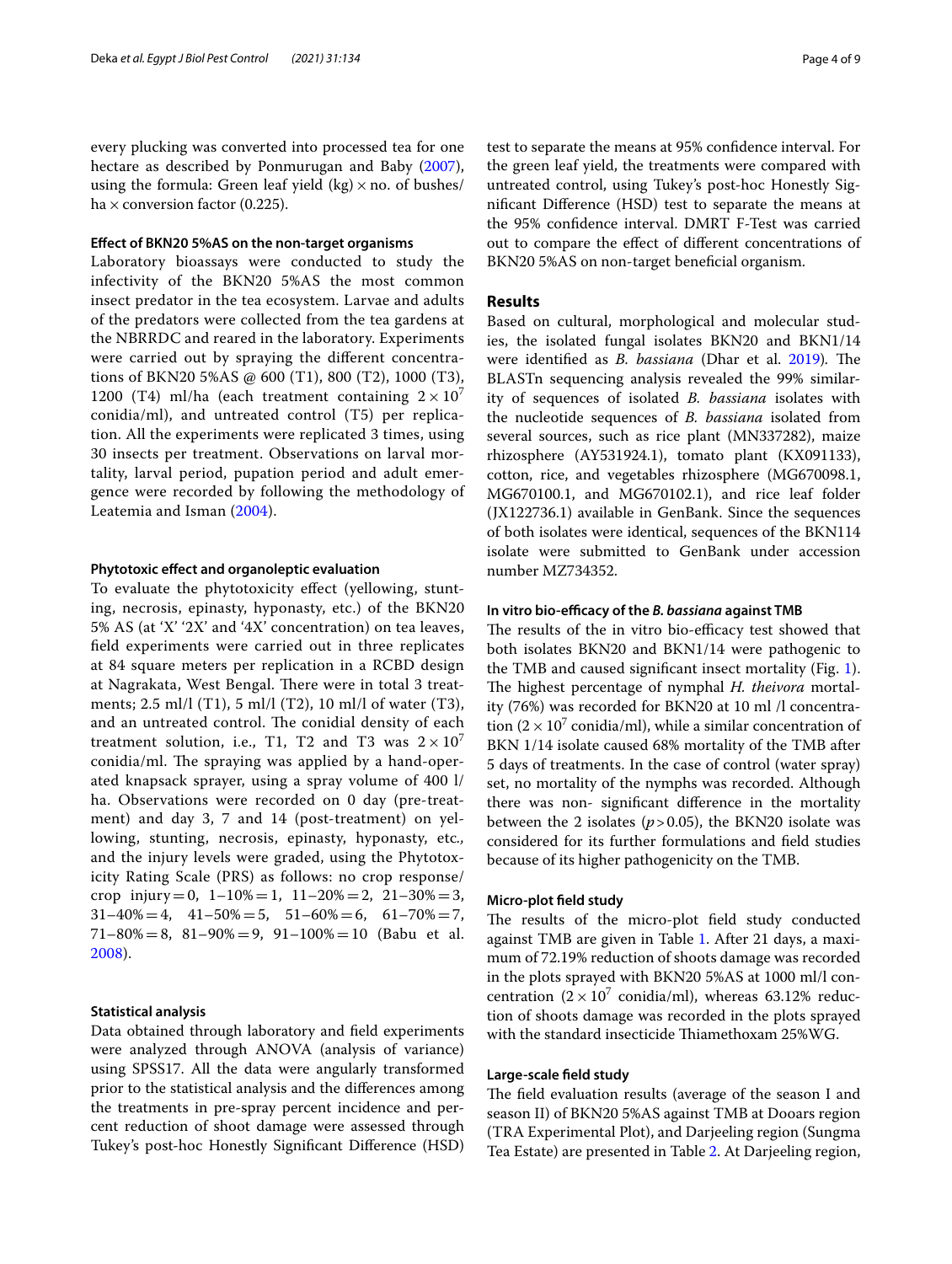every plucking was converted into processed tea for one hectare as described by Ponmurugan and Baby (2007), using the formula: Green leaf yield (kg) × no. of bushes/ha × conversion factor (0.225).

### Effect of BKN20 5%AS on the non-target organisms

Laboratory bioassays were conducted to study the infectivity of the BKN20 5%AS the most common insect predator in the tea ecosystem. Larvae and adults of the predators were collected from the tea gardens at the NBRRDC and reared in the laboratory. Experiments were carried out by spraying the different concentrations of BKN20 5%AS @ 600 (T1), 800 (T2), 1000 (T3), 1200 (T4) ml/ha (each treatment containing $2 \times 10^7$ conidia/ml), and untreated control (T5) per replication. All the experiments were replicated 3 times, using 30 insects per treatment. Observations on larval mortality, larval period, pupation period and adult emergence were recorded by following the methodology of Leatemia and Isman (2004).

### Phytotoxic effect and organoleptic evaluation

To evaluate the phytotoxicity effect (yellowing, stunting, necrosis, epinasty, hyponasty, etc.) of the BKN20 5% AS (at 'X' '2X' and '4X' concentration) on tea leaves, field experiments were carried out in three replicates at 84 square meters per replication in a RCBD design at Nagrakata, West Bengal. There were in total 3 treatments; 2.5 ml/l (T1), 5 ml/l (T2), 10 ml/l of water (T3), and an untreated control. The conidial density of each treatment solution, i.e., T1, T2 and T3 was $2 \times 10^7$ conidia/ml. The spraying was applied by a hand-operated knapsack sprayer, using a spray volume of 400 l/ha. Observations were recorded on 0 day (pre-treatment) and day 3, 7 and 14 (post-treatment) on yellowing, stunting, necrosis, epinasty, hyponasty, etc., and the injury levels were graded, using the Phytotoxicity Rating Scale (PRS) as follows: no crop response/crop injury = 0, 1–10% = 1, 11–20% = 2, 21–30% = 3, 31–40% = 4, 41–50% = 5, 51–60% = 6, 61–70% = 7, 71–80% = 8, 81–90% = 9, 91–100% = 10 (Babu et al. 2008).

### Statistical analysis

Data obtained through laboratory and field experiments were analyzed through ANOVA (analysis of variance) using SPSS17. All the data were angularly transformed prior to the statistical analysis and the differences among the treatments in pre-spray percent incidence and percent reduction of shoot damage were assessed through Tukey's post-hoc Honestly Significant Difference (HSD) test to separate the means at 95% confidence interval. For the green leaf yield, the treatments were compared with untreated control, using Tukey's post-hoc Honestly Significant Difference (HSD) test to separate the means at the 95% confidence interval. DMRT F-Test was carried out to compare the effect of different concentrations of BKN20 5%AS on non-target beneficial organism.

## Results

Based on cultural, morphological and molecular studies, the isolated fungal isolates BKN20 and BKN1/14 were identified as *B. bassiana* (Dhar et al. 2019). The BLASTn sequencing analysis revealed the 99% similarity of sequences of isolated *B. bassiana* isolates with the nucleotide sequences of *B. bassiana* isolated from several sources, such as rice plant (MN337282), maize rhizosphere (AY531924.1), tomato plant (KX091133), cotton, rice, and vegetables rhizosphere (MG670098.1, MG670100.1, and MG670102.1), and rice leaf folder (JX122736.1) available in GenBank. Since the sequences of both isolates were identical, sequences of the BKN114 isolate were submitted to GenBank under accession number MZ734352.

### In vitro bio-efficacy of the *B. bassiana* against TMB

The results of the in vitro bio-efficacy test showed that both isolates BKN20 and BKN1/14 were pathogenic to the TMB and caused significant insect mortality (Fig. 1). The highest percentage of nymphal *H. theivora* mortality (76%) was recorded for BKN20 at 10 ml /l concentration ($2 \times 10^7$ conidia/ml), while a similar concentration of BKN 1/14 isolate caused 68% mortality of the TMB after 5 days of treatments. In the case of control (water spray) set, no mortality of the nymphs was recorded. Although there was non- significant difference in the mortality between the 2 isolates ($p > 0.05$), the BKN20 isolate was considered for its further formulations and field studies because of its higher pathogenicity on the TMB.

### Micro-plot field study

The results of the micro-plot field study conducted against TMB are given in Table 1. After 21 days, a maximum of 72.19% reduction of shoots damage was recorded in the plots sprayed with BKN20 5%AS at 1000 ml/l concentration ($2 \times 10^7$ conidia/ml), whereas 63.12% reduction of shoots damage was recorded in the plots sprayed with the standard insecticide Thiamethoxam 25%WG.

### Large-scale field study

The field evaluation results (average of the season I and season II) of BKN20 5%AS against TMB at Dooars region (TRA Experimental Plot), and Darjeeling region (Sungma Tea Estate) are presented in Table 2. At Darjeeling region,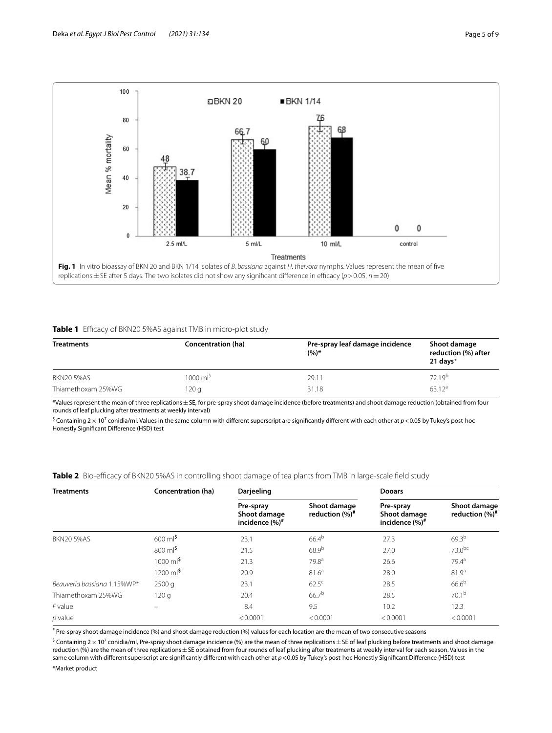**Fig. 1** In vitro bioassay of BKN 20 and BKN 1/14 isolates of *B. bassiana* against *H. theivora* nymphs. Values represent the mean of five replications ± SE after 5 days. The two isolates did not show any significant difference in efficacy ($p > 0.05$, $n = 20$)

**Table 1** Efficacy of BKN20 5%AS against TMB in micro-plot study

| Treatments | Concentration (ha) | Pre-spray leaf damage incidence (%)* | Shoot damage reduction (%) after 21 days* |
|---|---|---|---|
| BKN20 5%AS | 1000 ml[$] | 29.11 | 72.19[b] |
| Thiamethoxam 25%WG | 120 g | 31.18 | 63.12[a] |

*Values represent the mean of three replications ± SE, for pre-spray shoot damage incidence (before treatments) and shoot damage reduction (obtained from four rounds of leaf plucking after treatments at weekly interval)

[$] Containing $2 \times 10^7$ conidia/ml. Values in the same column with different superscript are significantly different with each other at $p < 0.05$ by Tukey's post-hoc Honestly Significant Difference (HSD) test

**Table 2** Bio-efficacy of BKN20 5%AS in controlling shoot damage of tea plants from TMB in large-scale field study

| Treatments | Concentration (ha) | Darjeeling | | Dooars | |
|---|---|---|---|---|---|
| | | Pre-spray Shoot damage incidence (%)[#] | Shoot damage reduction (%)[#] | Pre-spray Shoot damage incidence (%)[#] | Shoot damage reduction (%)[#] |
| BKN20 5%AS | 600 ml[$] | 23.1 | 66.4[b] | 27.3 | 69.3[b] |
| | 800 ml[$] | 21.5 | 68.9[b] | 27.0 | 73.0[bc] |
| | 1000 ml[$] | 21.3 | 79.8[a] | 26.6 | 79.4[a] |
| | 1200 ml[$] | 20.9 | 81.6[a] | 28.0 | 81.9[a] |
| *Beauveria bassiana* 1.15%WP* | 2500 g | 23.1 | 62.5[c] | 28.5 | 66.6[b] |
| Thiamethoxam 25%WG | 120 g | 20.4 | 66.7[b] | 28.5 | 70.1[b] |
| *F* value | – | 8.4 | 9.5 | 10.2 | 12.3 |
| *p* value | | < 0.0001 | < 0.0001 | < 0.0001 | < 0.0001 |

[#] Pre-spray shoot damage incidence (%) and shoot damage reduction (%) values for each location are the mean of two consecutive seasons

[$] Containing $2 \times 10^7$ conidia/ml, Pre-spray shoot damage incidence (%) are the mean of three replications ± SE of leaf plucking before treatments and shoot damage reduction (%) are the mean of three replications ± SE obtained from four rounds of leaf plucking after treatments at weekly interval for each season. Values in the same column with different superscript are significantly different with each other at $p < 0.05$ by Tukey's post-hoc Honestly Significant Difference (HSD) test

*Market product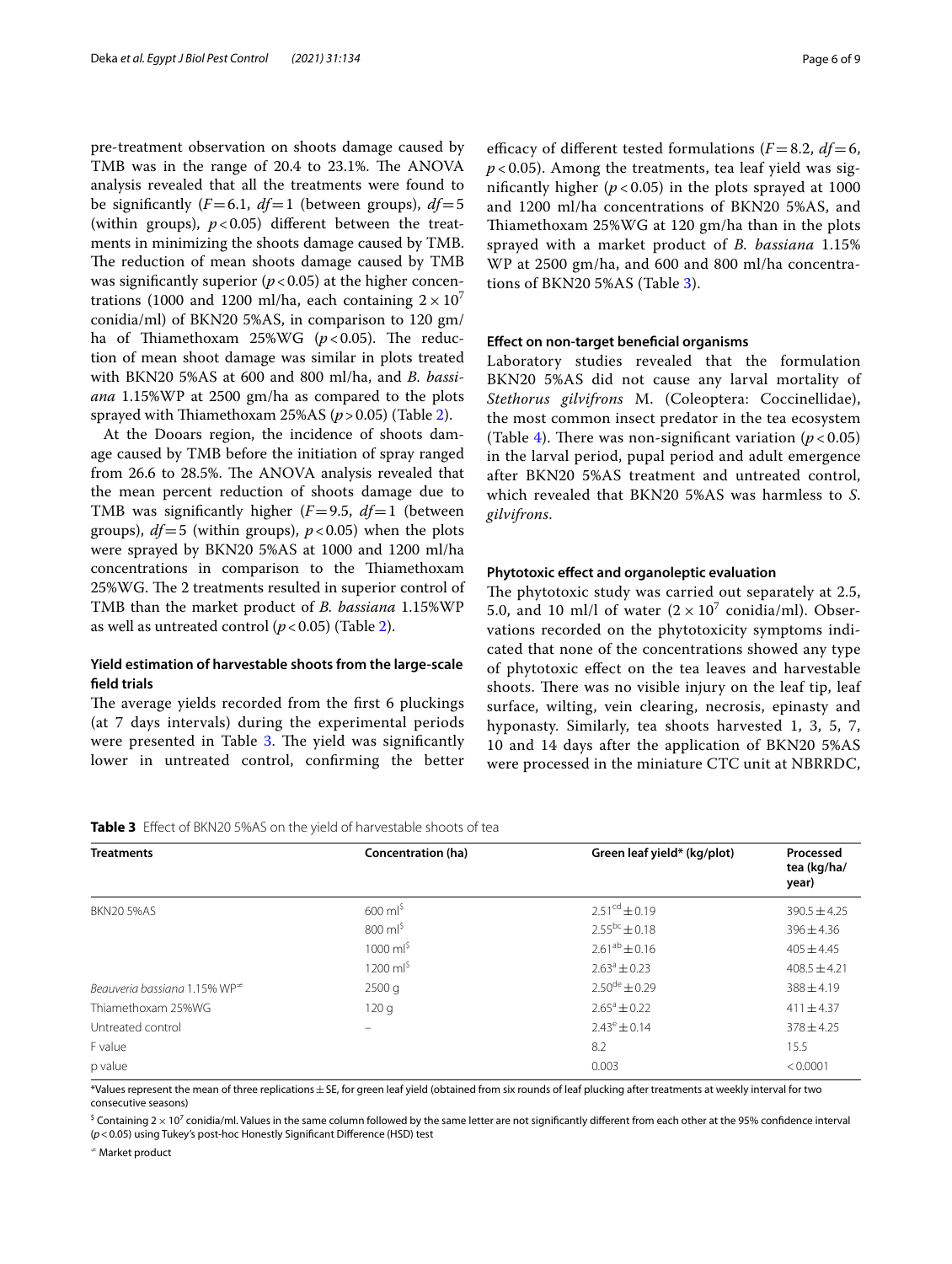pre-treatment observation on shoots damage caused by TMB was in the range of 20.4 to 23.1%. The ANOVA analysis revealed that all the treatments were found to be significantly ($F=6.1$, $df=1$ (between groups), $df=5$ (within groups), $p<0.05$) different between the treatments in minimizing the shoots damage caused by TMB. The reduction of mean shoots damage caused by TMB was significantly superior ($p<0.05$) at the higher concentrations (1000 and 1200 ml/ha, each containing $2\times10^7$ conidia/ml) of BKN20 5%AS, in comparison to 120 gm/ha of Thiamethoxam 25%WG ($p<0.05$). The reduction of mean shoot damage was similar in plots treated with BKN20 5%AS at 600 and 800 ml/ha, and *B. bassiana* 1.15%WP at 2500 gm/ha as compared to the plots sprayed with Thiamethoxam 25%AS ($p>0.05$) (Table 2).

At the Dooars region, the incidence of shoots damage caused by TMB before the initiation of spray ranged from 26.6 to 28.5%. The ANOVA analysis revealed that the mean percent reduction of shoots damage due to TMB was significantly higher ($F=9.5$, $df=1$ (between groups), $df=5$ (within groups), $p<0.05$) when the plots were sprayed by BKN20 5%AS at 1000 and 1200 ml/ha concentrations in comparison to the Thiamethoxam 25%WG. The 2 treatments resulted in superior control of TMB than the market product of *B. bassiana* 1.15%WP as well as untreated control ($p<0.05$) (Table 2).

### Yield estimation of harvestable shoots from the large-scale field trials

The average yields recorded from the first 6 pluckings (at 7 days intervals) during the experimental periods were presented in Table 3. The yield was significantly lower in untreated control, confirming the better efficacy of different tested formulations ($F=8.2$, $df=6$, $p<0.05$). Among the treatments, tea leaf yield was significantly higher ($p<0.05$) in the plots sprayed at 1000 and 1200 ml/ha concentrations of BKN20 5%AS, and Thiamethoxam 25%WG at 120 gm/ha than in the plots sprayed with a market product of *B. bassiana* 1.15% WP at 2500 gm/ha, and 600 and 800 ml/ha concentrations of BKN20 5%AS (Table 3).

### Effect on non-target beneficial organisms

Laboratory studies revealed that the formulation BKN20 5%AS did not cause any larval mortality of *Stethorus gilvifrons* M. (Coleoptera: Coccinellidae), the most common insect predator in the tea ecosystem (Table 4). There was non-significant variation ($p<0.05$) in the larval period, pupal period and adult emergence after BKN20 5%AS treatment and untreated control, which revealed that BKN20 5%AS was harmless to *S. gilvifrons*.

### Phytotoxic effect and organoleptic evaluation

The phytotoxic study was carried out separately at 2.5, 5.0, and 10 ml/l of water ($2\times10^7$ conidia/ml). Observations recorded on the phytotoxicity symptoms indicated that none of the concentrations showed any type of phytotoxic effect on the tea leaves and harvestable shoots. There was no visible injury on the leaf tip, leaf surface, wilting, vein clearing, necrosis, epinasty and hyponasty. Similarly, tea shoots harvested 1, 3, 5, 7, 10 and 14 days after the application of BKN20 5%AS were processed in the miniature CTC unit at NBRRDC,

**Table 3** Effect of BKN20 5%AS on the yield of harvestable shoots of tea

| Treatments | Concentration (ha) | Green leaf yield* (kg/plot) | Processed tea (kg/ha/year) |
|---|---|---|---|
| BKN20 5%AS | 600 ml[$] | $2.51^{cd}\pm0.19$ | $390.5\pm4.25$ |
| | 800 ml[$] | $2.55^{bc}\pm0.18$ | $396\pm4.36$ |
| | 1000 ml[$] | $2.61^{ab}\pm0.16$ | $405\pm4.45$ |
| | 1200 ml[$] | $2.63^{a}\pm0.23$ | $408.5\pm4.21$ |
| *Beauveria bassiana* 1.15% WP[≠] | 2500 g | $2.50^{de}\pm0.29$ | $388\pm4.19$ |
| Thiamethoxam 25%WG | 120 g | $2.65^{a}\pm0.22$ | $411\pm4.37$ |
| Untreated control | – | $2.43^{e}\pm0.14$ | $378\pm4.25$ |
| F value | | 8.2 | 15.5 |
| p value | | 0.003 | < 0.0001 |

*Values represent the mean of three replications ± SE, for green leaf yield (obtained from six rounds of leaf plucking after treatments at weekly interval for two consecutive seasons)

[$] Containing $2\times10^7$ conidia/ml. Values in the same column followed by the same letter are not significantly different from each other at the 95% confidence interval ($p<0.05$) using Tukey's post-hoc Honestly Significant Difference (HSD) test

[≠] Market product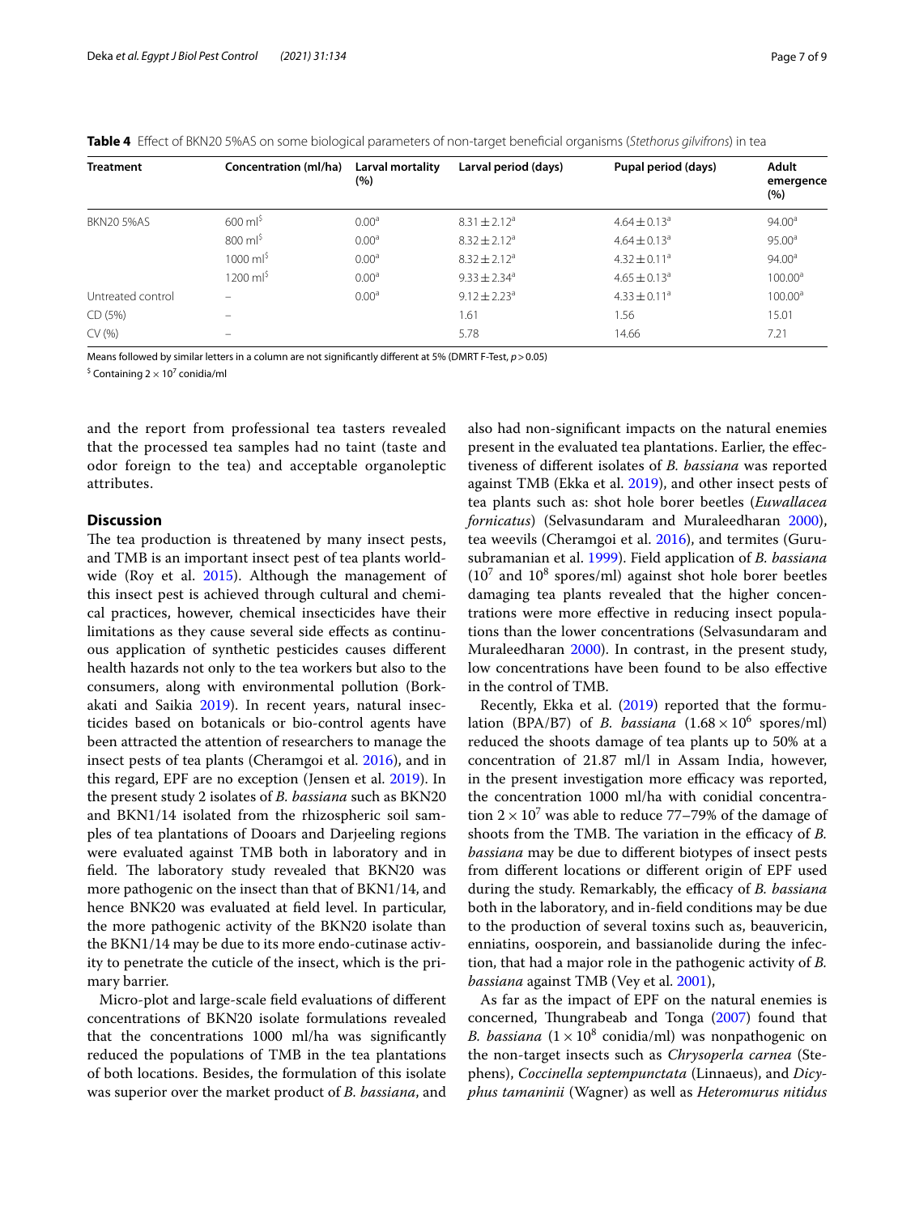**Table 4** Effect of BKN20 5%AS on some biological parameters of non-target beneficial organisms (*Stethorus gilvifrons*) in tea

| Treatment | Concentration (ml/ha) | Larval mortality (%) | Larval period (days) | Pupal period (days) | Adult emergence (%) |
|---|---|---|---|---|---|
| BKN20 5%AS | 600 ml[$] | 0.00[a] | 8.31 ± 2.12[a] | 4.64 ± 0.13[a] | 94.00[a] |
| | 800 ml[$] | 0.00[a] | 8.32 ± 2.12[a] | 4.64 ± 0.13[a] | 95.00[a] |
| | 1000 ml[$] | 0.00[a] | 8.32 ± 2.12[a] | 4.32 ± 0.11[a] | 94.00[a] |
| | 1200 ml[$] | 0.00[a] | 9.33 ± 2.34[a] | 4.65 ± 0.13[a] | 100.00[a] |
| Untreated control | – | 0.00[a] | 9.12 ± 2.23[a] | 4.33 ± 0.11[a] | 100.00[a] |
| CD (5%) | – | | 1.61 | 1.56 | 15.01 |
| CV (%) | – | | 5.78 | 14.66 | 7.21 |

Means followed by similar letters in a column are not significantly different at 5% (DMRT F-Test, $p > 0.05$)

[$] Containing $2 \times 10^7$ conidia/ml

and the report from professional tea tasters revealed that the processed tea samples had no taint (taste and odor foreign to the tea) and acceptable organoleptic attributes.

## Discussion

The tea production is threatened by many insect pests, and TMB is an important insect pest of tea plants worldwide (Roy et al. 2015). Although the management of this insect pest is achieved through cultural and chemical practices, however, chemical insecticides have their limitations as they cause several side effects as continuous application of synthetic pesticides causes different health hazards not only to the tea workers but also to the consumers, along with environmental pollution (Borkakati and Saikia 2019). In recent years, natural insecticides based on botanicals or bio-control agents have been attracted the attention of researchers to manage the insect pests of tea plants (Cheramgoi et al. 2016), and in this regard, EPF are no exception (Jensen et al. 2019). In the present study 2 isolates of *B. bassiana* such as BKN20 and BKN1/14 isolated from the rhizospheric soil samples of tea plantations of Dooars and Darjeeling regions were evaluated against TMB both in laboratory and in field. The laboratory study revealed that BKN20 was more pathogenic on the insect than that of BKN1/14, and hence BNK20 was evaluated at field level. In particular, the more pathogenic activity of the BKN20 isolate than the BKN1/14 may be due to its more endo-cutinase activity to penetrate the cuticle of the insect, which is the primary barrier.

Micro-plot and large-scale field evaluations of different concentrations of BKN20 isolate formulations revealed that the concentrations 1000 ml/ha was significantly reduced the populations of TMB in the tea plantations of both locations. Besides, the formulation of this isolate was superior over the market product of *B. bassiana*, and also had non-significant impacts on the natural enemies present in the evaluated tea plantations. Earlier, the effectiveness of different isolates of *B. bassiana* was reported against TMB (Ekka et al. 2019), and other insect pests of tea plants such as: shot hole borer beetles (*Euwallacea fornicatus*) (Selvasundaram and Muraleedharan 2000), tea weevils (Cheramgoi et al. 2016), and termites (Gurusubramanian et al. 1999). Field application of *B. bassiana* ($10^7$ and $10^8$ spores/ml) against shot hole borer beetles damaging tea plants revealed that the higher concentrations were more effective in reducing insect populations than the lower concentrations (Selvasundaram and Muraleedharan 2000). In contrast, in the present study, low concentrations have been found to be also effective in the control of TMB.

Recently, Ekka et al. (2019) reported that the formulation (BPA/B7) of *B. bassiana* ($1.68 \times 10^6$ spores/ml) reduced the shoots damage of tea plants up to 50% at a concentration of 21.87 ml/l in Assam India, however, in the present investigation more efficacy was reported, the concentration 1000 ml/ha with conidial concentration $2 \times 10^7$ was able to reduce 77–79% of the damage of shoots from the TMB. The variation in the efficacy of *B. bassiana* may be due to different biotypes of insect pests from different locations or different origin of EPF used during the study. Remarkably, the efficacy of *B. bassiana* both in the laboratory, and in-field conditions may be due to the production of several toxins such as, beauvericin, enniatins, oosporein, and bassianolide during the infection, that had a major role in the pathogenic activity of *B. bassiana* against TMB (Vey et al. 2001),

As far as the impact of EPF on the natural enemies is concerned, Thungrabeab and Tonga (2007) found that *B. bassiana* ($1 \times 10^8$ conidia/ml) was nonpathogenic on the non-target insects such as *Chrysoperla carnea* (Stephens), *Coccinella septempunctata* (Linnaeus), and *Dicyphus tamaninii* (Wagner) as well as *Heteromurus nitidus*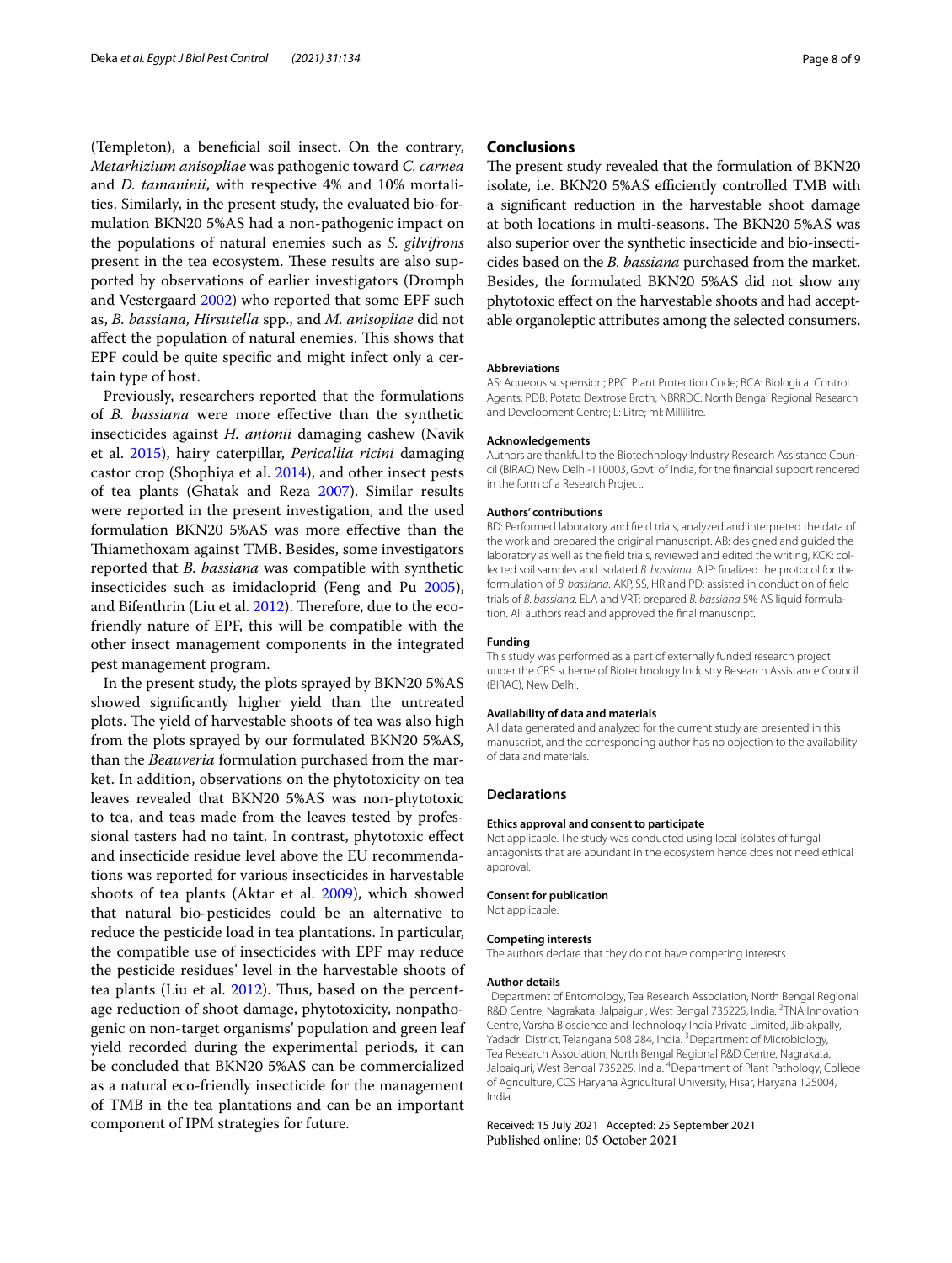(Templeton), a beneficial soil insect. On the contrary, *Metarhizium anisopliae* was pathogenic toward *C. carnea* and *D. tamaninii*, with respective 4% and 10% mortalities. Similarly, in the present study, the evaluated bio-formulation BKN20 5%AS had a non-pathogenic impact on the populations of natural enemies such as *S. gilvifrons* present in the tea ecosystem. These results are also supported by observations of earlier investigators (Dromph and Vestergaard 2002) who reported that some EPF such as, *B. bassiana, Hirsutella* spp., and *M. anisopliae* did not affect the population of natural enemies. This shows that EPF could be quite specific and might infect only a certain type of host.

Previously, researchers reported that the formulations of *B. bassiana* were more effective than the synthetic insecticides against *H. antonii* damaging cashew (Navik et al. 2015), hairy caterpillar, *Pericallia ricini* damaging castor crop (Shophiya et al. 2014), and other insect pests of tea plants (Ghatak and Reza 2007). Similar results were reported in the present investigation, and the used formulation BKN20 5%AS was more effective than the Thiamethoxam against TMB. Besides, some investigators reported that *B. bassiana* was compatible with synthetic insecticides such as imidacloprid (Feng and Pu 2005), and Bifenthrin (Liu et al. 2012). Therefore, due to the eco-friendly nature of EPF, this will be compatible with the other insect management components in the integrated pest management program.

In the present study, the plots sprayed by BKN20 5%AS showed significantly higher yield than the untreated plots. The yield of harvestable shoots of tea was also high from the plots sprayed by our formulated BKN20 5%AS, than the *Beauveria* formulation purchased from the market. In addition, observations on the phytotoxicity on tea leaves revealed that BKN20 5%AS was non-phytotoxic to tea, and teas made from the leaves tested by professional tasters had no taint. In contrast, phytotoxic effect and insecticide residue level above the EU recommendations was reported for various insecticides in harvestable shoots of tea plants (Aktar et al. 2009), which showed that natural bio-pesticides could be an alternative to reduce the pesticide load in tea plantations. In particular, the compatible use of insecticides with EPF may reduce the pesticide residues' level in the harvestable shoots of tea plants (Liu et al. 2012). Thus, based on the percentage reduction of shoot damage, phytotoxicity, nonpathogenic on non-target organisms' population and green leaf yield recorded during the experimental periods, it can be concluded that BKN20 5%AS can be commercialized as a natural eco-friendly insecticide for the management of TMB in the tea plantations and can be an important component of IPM strategies for future.

## Conclusions

The present study revealed that the formulation of BKN20 isolate, i.e. BKN20 5%AS efficiently controlled TMB with a significant reduction in the harvestable shoot damage at both locations in multi-seasons. The BKN20 5%AS was also superior over the synthetic insecticide and bio-insecticides based on the *B. bassiana* purchased from the market. Besides, the formulated BKN20 5%AS did not show any phytotoxic effect on the harvestable shoots and had acceptable organoleptic attributes among the selected consumers.

#### Abbreviations

AS: Aqueous suspension; PPC: Plant Protection Code; BCA: Biological Control Agents; PDB: Potato Dextrose Broth; NBRRDC: North Bengal Regional Research and Development Centre; L: Litre; ml: Millilitre.

#### Acknowledgements

Authors are thankful to the Biotechnology Industry Research Assistance Council (BIRAC) New Delhi-110003, Govt. of India, for the financial support rendered in the form of a Research Project.

#### Authors' contributions

BD: Performed laboratory and field trials, analyzed and interpreted the data of the work and prepared the original manuscript. AB: designed and guided the laboratory as well as the field trials, reviewed and edited the writing, KCK: collected soil samples and isolated *B. bassiana*. AJP: finalized the protocol for the formulation of *B. bassiana*. AKP, SS, HR and PD: assisted in conduction of field trials of *B. bassiana*. ELA and VRT: prepared *B. bassiana* 5% AS liquid formulation. All authors read and approved the final manuscript.

#### Funding

This study was performed as a part of externally funded research project under the CRS scheme of Biotechnology Industry Research Assistance Council (BIRAC), New Delhi.

#### Availability of data and materials

All data generated and analyzed for the current study are presented in this manuscript, and the corresponding author has no objection to the availability of data and materials.

## Declarations

#### Ethics approval and consent to participate

Not applicable. The study was conducted using local isolates of fungal antagonists that are abundant in the ecosystem hence does not need ethical approval.

#### Consent for publication

Not applicable.

#### Competing interests

The authors declare that they do not have competing interests.

#### Author details

[1]Department of Entomology, Tea Research Association, North Bengal Regional R&D Centre, Nagrakata, Jalpaiguri, West Bengal 735225, India. [2]TNA Innovation Centre, Varsha Bioscience and Technology India Private Limited, Jiblakpally, Yadadri District, Telangana 508 284, India. [3]Department of Microbiology, Tea Research Association, North Bengal Regional R&D Centre, Nagrakata, Jalpaiguri, West Bengal 735225, India. [4]Department of Plant Pathology, College of Agriculture, CCS Haryana Agricultural University, Hisar, Haryana 125004, India.

Received: 15 July 2021 Accepted: 25 September 2021
Published online: 05 October 2021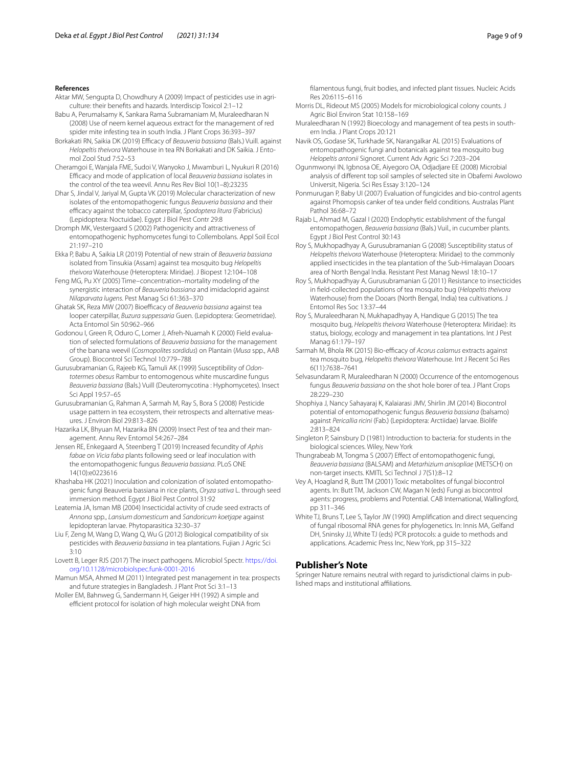#### References

Aktar MW, Sengupta D, Chowdhury A (2009) Impact of pesticides use in agriculture: their benefits and hazards. Interdiscip Toxicol 2:1–12

Babu A, Perumalsamy K, Sankara Rama Subramaniam M, Muraleedharan N (2008) Use of neem kernel aqueous extract for the management of red spider mite infesting tea in south India. J Plant Crops 36:393–397

Borkakati RN, Saikia DK (2019) Efficacy of *Beauveria bassiana* (Bals.) Vuill. against *Helopeltis theivora* Waterhouse in tea RN Borkakati and DK Saikia. J Entomol Zool Stud 7:52–53

Cheramgoi E, Wanjala FME, Sudoi V, Wanyoko J, Mwamburi L, Nyukuri R (2016) Efficacy and mode of application of local *Beauveria bassiana* isolates in the control of the tea weevil. Annu Res Rev Biol 10(1–8):23235

Dhar S, Jindal V, Jariyal M, Gupta VK (2019) Molecular characterization of new isolates of the entomopathogenic fungus *Beauveria bassiana* and their efficacy against the tobacco caterpillar, *Spodoptera litura* (Fabricius) (Lepidoptera: Noctuidae). Egypt J Biol Pest Contr 29:8

Dromph MK, Vestergaard S (2002) Pathogenicity and attractiveness of entomopathogenic hyphomycetes fungi to Collembolans. Appl Soil Ecol 21:197–210

Ekka P, Babu A, Saikia LR (2019) Potential of new strain of *Beauveria bassiana* isolated from Tinsukia (Assam) against tea mosquito bug *Helopeltis theivora* Waterhouse (Heteroptera: Miridae). J Biopest 12:104–108

Feng MG, Pu XY (2005) Time–concentration–mortality modeling of the synergistic interaction of *Beauveria bassiana* and imidacloprid against *Nilaparvata lugens*. Pest Manag Sci 61:363–370

Ghatak SK, Reza MW (2007) Bioefficacy of *Beauveria bassiana* against tea looper caterpillar, *Buzura suppessaria* Guen. (Lepidoptera: Geometridae). Acta Entomol Sin 50:962–966

Godonou I, Green R, Oduro C, Lomer J, Afreh-Nuamah K (2000) Field evaluation of selected formulations of *Beauveria bassiana* for the management of the banana weevil (*Cosmopolites sordidus*) on Plantain (*Musa* spp., AAB Group). Biocontrol Sci Technol 10:779–788

Gurusubramanian G, Rajeeb KG, Tamuli AK (1999) Susceptibility of *Odontotermes obesus* Rambur to entomogenous white muscardine fungus *Beauveria bassiana* (Bals.) Vuill (Deuteromycotina : Hyphomycetes). Insect Sci Appl 19:57–65

Gurusubramanian G, Rahman A, Sarmah M, Ray S, Bora S (2008) Pesticide usage pattern in tea ecosystem, their retrospects and alternative measures. J Environ Biol 29:813–826

Hazarika LK, Bhyuan M, Hazarika BN (2009) Insect Pest of tea and their management. Annu Rev Entomol 54:267–284

Jensen RE, Enkegaard A, Steenberg T (2019) Increased fecundity of *Aphis fabae* on *Vicia faba* plants following seed or leaf inoculation with the entomopathogenic fungus *Beauveria bassiana*. PLoS ONE 14(10):e0223616

Khashaba HK (2021) Inoculation and colonization of isolated entomopathogenic fungi Beauveria bassiana in rice plants, *Oryza sativa* L. through seed immersion method. Egypt J Biol Pest Control 31:92

Leatemia JA, Isman MB (2004) Insecticidal activity of crude seed extracts of *Annona* spp., *Lansium domesticum* and *Sandoricum koetjape* against lepidopteran larvae. Phytoparasitica 32:30–37

Liu F, Zeng M, Wang D, Wang Q, Wu G (2012) Biological compatibility of six pesticides with *Beauveria bassiana* in tea plantations. Fujian J Agric Sci 3:10

Lovett B, Leger RJS (2017) The insect pathogens. Microbiol Spectr. https://doi.org/10.1128/microbiolspec.funk-0001-2016

Mamun MSA, Ahmed M (2011) Integrated pest management in tea: prospects and future strategies in Bangladesh. J Plant Prot Sci 3:1–13

Moller EM, Bahnweg G, Sandermann H, Geiger HH (1992) A simple and efficient protocol for isolation of high molecular weight DNA from filamentous fungi, fruit bodies, and infected plant tissues. Nucleic Acids Res 20:6115–6116

Morris DL, Rideout MS (2005) Models for microbiological colony counts. J Agric Biol Environ Stat 10:158–169

Muraleedharan N (1992) Bioecology and management of tea pests in southern India. J Plant Crops 20:121

Navik OS, Godase SK, Turkhade SK, Narangalkar AL (2015) Evaluations of entomopathogenic fungi and botanicals against tea mosquito bug *Helopeltis antonii* Signoret. Current Adv Agric Sci 7:203–204

Ogunmwonyi IN, Igbnosa OE, Aiyegoro OA, Odjadjare EE (2008) Microbial analysis of different top soil samples of selected site in Obafemi Awolowo Universit, Nigeria. Sci Res Essay 3:120–124

Ponmurugan P, Baby UI (2007) Evaluation of fungicides and bio-control agents against Phomopsis canker of tea under field conditions. Australas Plant Pathol 36:68–72

Rajab L, Ahmad M, Gazal I (2020) Endophytic establishment of the fungal entomopathogen, *Beauveria bassiana* (Bals.) Vuil., in cucumber plants. Egypt J Biol Pest Control 30:143

Roy S, Mukhopadhyay A, Gurusubramanian G (2008) Susceptibility status of *Helopeltis theivora* Waterhouse (Heteroptera: Miridae) to the commonly applied insecticides in the tea plantation of the Sub-Himalayan Dooars area of North Bengal India. Resistant Pest Manag Newsl 18:10–17

Roy S, Mukhopadhyay A, Gurusubramanian G (2011) Resistance to insecticides in field-collected populations of tea mosquito bug (*Helopeltis theivora* Waterhouse) from the Dooars (North Bengal, India) tea cultivations. J Entomol Res Soc 13:37–44

Roy S, Muraleedharan N, Mukhapadhyay A, Handique G (2015) The tea mosquito bug, *Helopeltis theivora* Waterhouse (Heteroptera: Miridae): its status, biology, ecology and management in tea plantations. Int J Pest Manag 61:179–197

Sarmah M, Bhola RK (2015) Bio-efficacy of *Acorus calamus* extracts against tea mosquito bug, *Helopeltis theivora* Waterhouse. Int J Recent Sci Res 6(11):7638–7641

Selvasundaram R, Muraleedharan N (2000) Occurrence of the entomogenous fungus *Beauveria bassiana* on the shot hole borer of tea. J Plant Crops 28:229–230

Shophiya J, Nancy Sahayaraj K, Kalaiarasi JMV, Shirlin JM (2014) Biocontrol potential of entomopathogenic fungus *Beauveria bassiana* (balsamo) against *Pericallia ricini* (Fab.) (Lepidoptera: Arctiidae) larvae. Biolife 2:813–824

Singleton P, Sainsbury D (1981) Introduction to bacteria: for students in the biological sciences. Wiley, New York

Thungrabeab M, Tongma S (2007) Effect of entomopathogenic fungi, *Beauveria bassiana* (BALSAM) and *Metarhizium anisopliae* (METSCH) on non-target insects. KMITL Sci Technol J 7(S1):8–12

Vey A, Hoagland R, Butt TM (2001) Toxic metabolites of fungal biocontrol agents. In: Butt TM, Jackson CW, Magan N (eds) Fungi as biocontrol agents: progress, problems and Potential. CAB International, Wallingford, pp 311–346

White TJ, Bruns T, Lee S, Taylor JW (1990) Amplification and direct sequencing of fungal ribosomal RNA genes for phylogenetics. In: Innis MA, Gelfand DH, Sninsky JJ, White TJ (eds) PCR protocols: a guide to methods and applications. Academic Press Inc, New York, pp 315–322

## Publisher's Note

Springer Nature remains neutral with regard to jurisdictional claims in published maps and institutional affiliations.